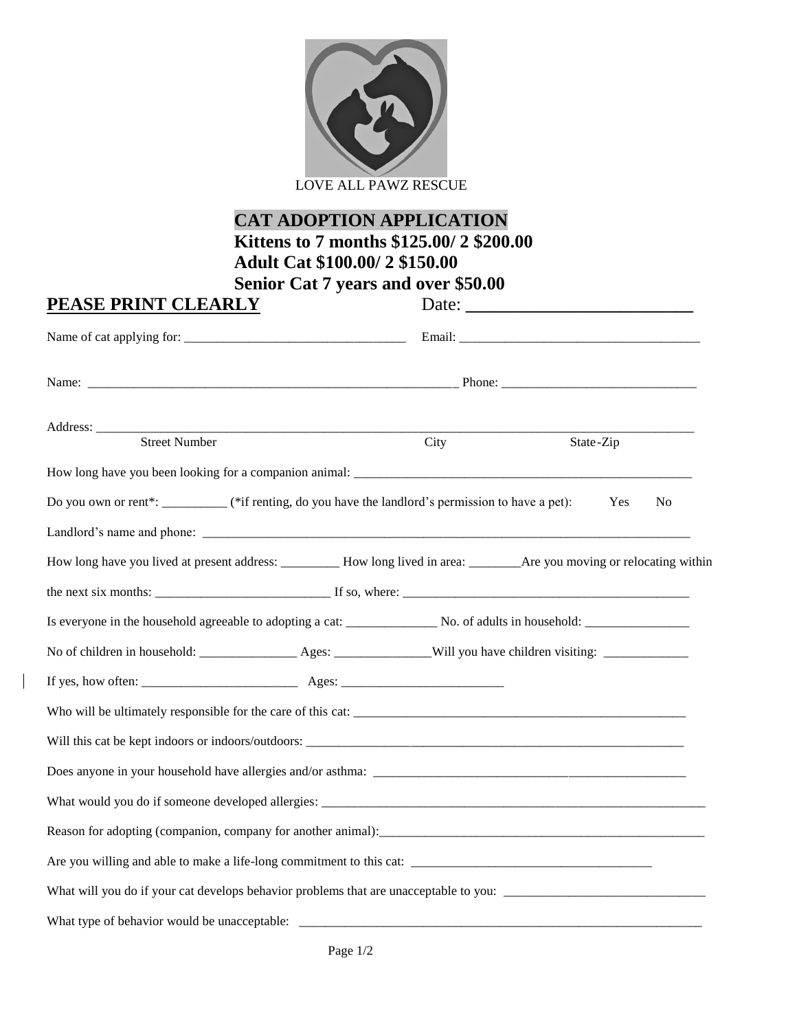LOVE ALL PAWZ RESCUE

# CAT ADOPTION APPLICATION

**Kittens to 7 months $125.00/ 2 $200.00**
**Adult Cat $100.00/ 2 $150.00**
**Senior Cat 7 years and over $50.00**

**PEASE PRINT CLEARLY** Date: ________________________

Name of cat applying for: ________________________________ Email: ____________________________________

Name: __________________________________________________________ Phone: ______________________________

Address: ____________________________________________________________________________________________
Street Number City State-Zip

How long have you been looking for a companion animal: ____________________________________________________

Do you own or rent*: __________ (*if renting, do you have the landlord's permission to have a pet): Yes No

Landlord's name and phone: ________________________________________________________________________

How long have you lived at present address: _________ How long lived in area: ________Are you moving or relocating within the next six months: __________________________ If so, where: _____________________________________________

Is everyone in the household agreeable to adopting a cat: ______________ No. of adults in household: ________________

No of children in household: _______________ Ages: _______________Will you have children visiting: _____________

If yes, how often: ________________________ Ages: _________________________

Who will be ultimately responsible for the care of this cat: _____________________________________________________

Will this cat be kept indoors or indoors/outdoors: ____________________________________________________________

Does anyone in your household have allergies and/or asthma: ________________________________________________

What would you do if someone developed allergies: ____________________________________________________________

Reason for adopting (companion, company for another animal):____________________________________________________

Are you willing and able to make a life-long commitment to this cat: _____________________________________

What will you do if your cat develops behavior problems that are unacceptable to you: _______________________________

What type of behavior would be unacceptable: _____________________________________________________________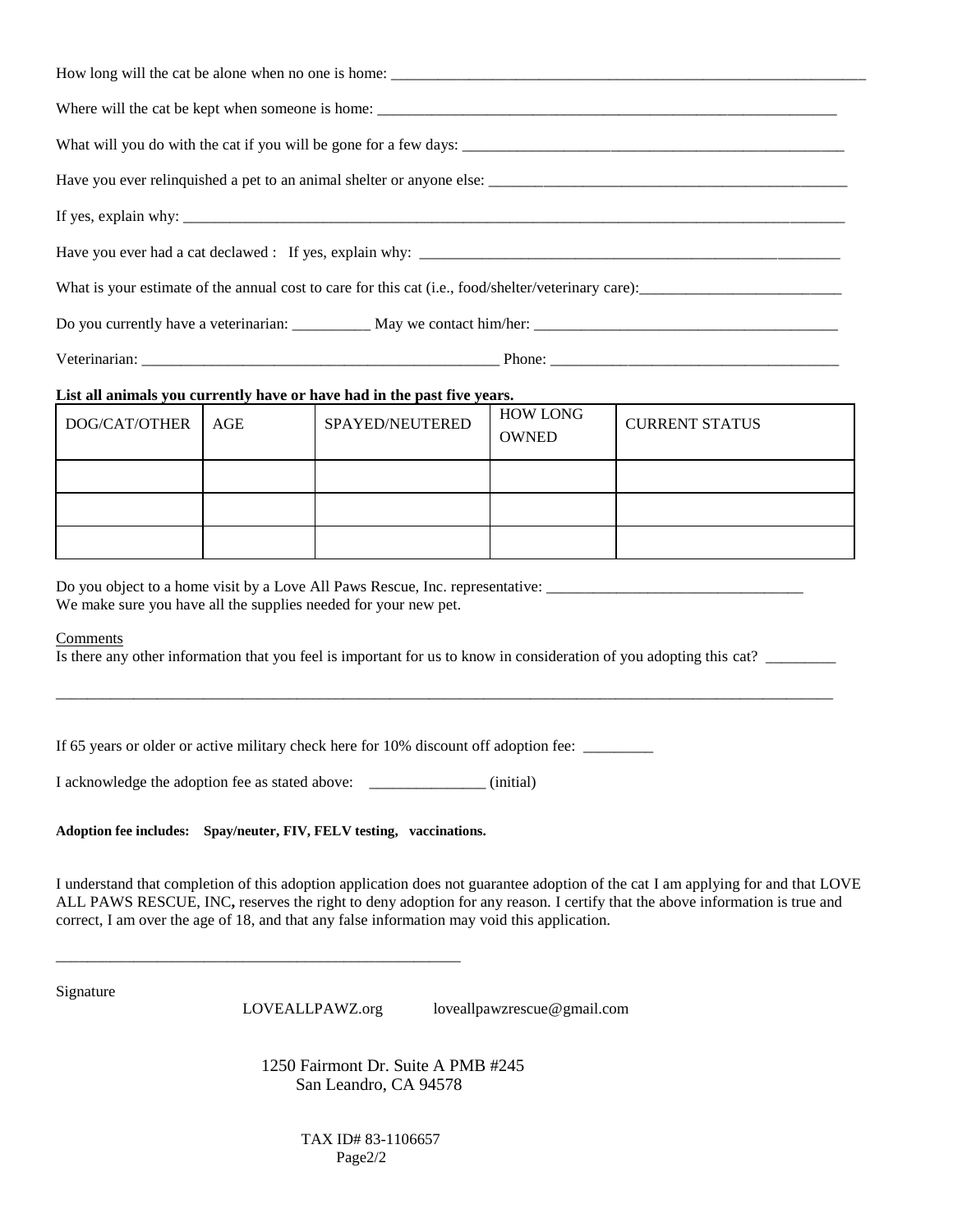How long will the cat be alone when no one is home: ___________________________________________________________________

Where will the cat be kept when someone is home: ________________________________________________________________

What will you do with the cat if you will be gone for a few days: _____________________________________________________

Have you ever relinquished a pet to an animal shelter or anyone else: _________________________________________________

If yes, explain why: _______________________________________________________________________________________

Have you ever had a cat declawed : If yes, explain why: ___________________________________________________________

What is your estimate of the annual cost to care for this cat (i.e., food/shelter/veterinary care):__________________________

Do you currently have a veterinarian: __________ May we contact him/her: _______________________________________

Veterinarian: ________________________________________________ Phone: ______________________________________

**List all animals you currently have or have had in the past five years.**

| DOG/CAT/OTHER | AGE | SPAYED/NEUTERED | HOW LONG OWNED | CURRENT STATUS |
|---|---|---|---|---|
| | | | | |
| | | | | |
| | | | | |

Do you object to a home visit by a Love All Paws Rescue, Inc. representative: __________________________________
We make sure you have all the supplies needed for your new pet.

Comments
Is there any other information that you feel is important for us to know in consideration of you adopting this cat? _________

_______________________________________________________________________________________________________

If 65 years or older or active military check here for 10% discount off adoption fee: _________

I acknowledge the adoption fee as stated above: _______________ (initial)

**Adoption fee includes: Spay/neuter, FIV, FELV testing, vaccinations.**

I understand that completion of this adoption application does not guarantee adoption of the cat I am applying for and that LOVE ALL PAWS RESCUE, INC**,** reserves the right to deny adoption for any reason. I certify that the above information is true and correct, I am over the age of 18, and that any false information may void this application.

______________________________________________________

Signature

LOVEALLPAWZ.org loveallpawzrescue@gmail.com

1250 Fairmont Dr. Suite A PMB #245
San Leandro, CA 94578

TAX ID# 83-1106657